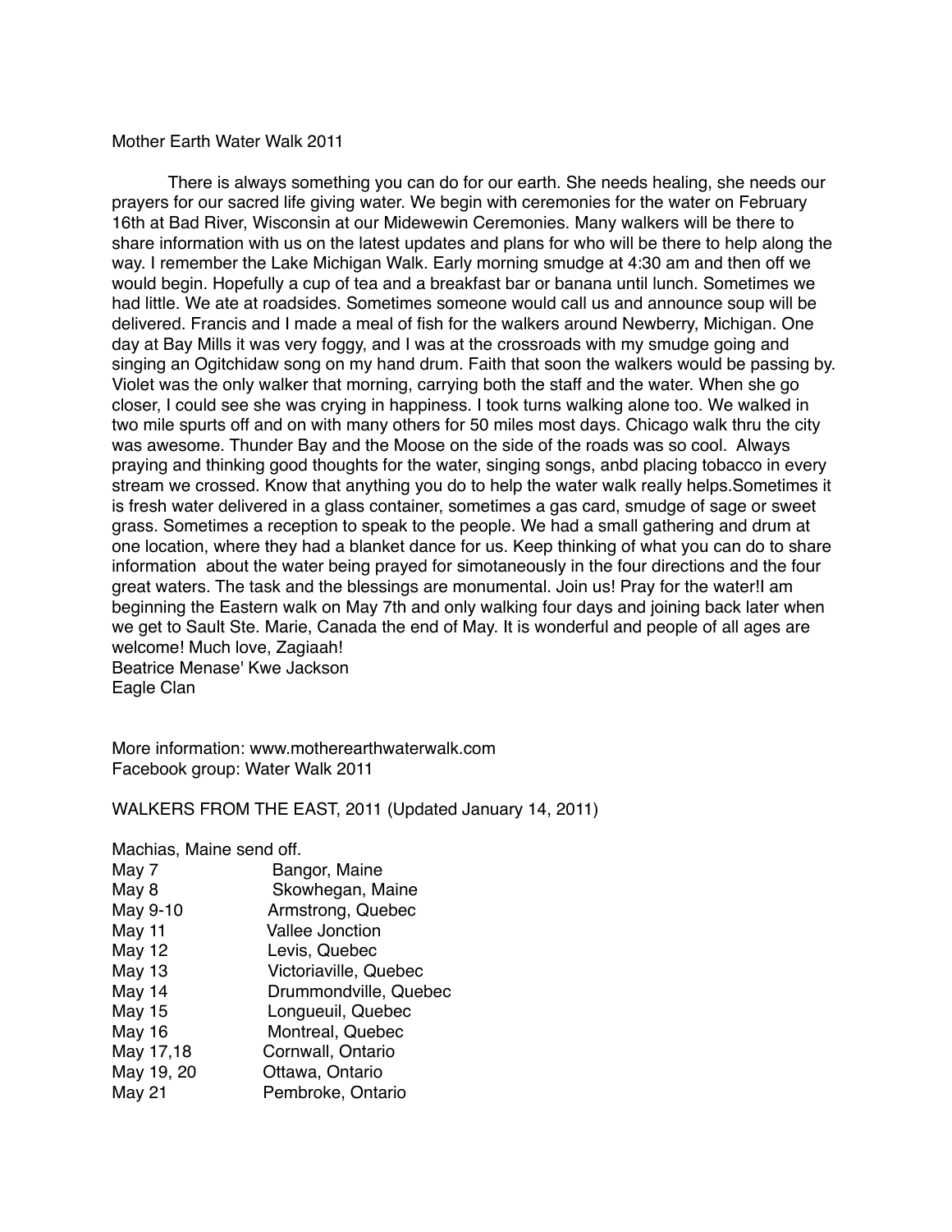Mother Earth Water Walk 2011

There is always something you can do for our earth. She needs healing, she needs our prayers for our sacred life giving water. We begin with ceremonies for the water on February 16th at Bad River, Wisconsin at our Midewewin Ceremonies. Many walkers will be there to share information with us on the latest updates and plans for who will be there to help along the way. I remember the Lake Michigan Walk. Early morning smudge at 4:30 am and then off we would begin. Hopefully a cup of tea and a breakfast bar or banana until lunch. Sometimes we had little. We ate at roadsides. Sometimes someone would call us and announce soup will be delivered. Francis and I made a meal of fish for the walkers around Newberry, Michigan. One day at Bay Mills it was very foggy, and I was at the crossroads with my smudge going and singing an Ogitchidaw song on my hand drum. Faith that soon the walkers would be passing by. Violet was the only walker that morning, carrying both the staff and the water. When she go closer, I could see she was crying in happiness. I took turns walking alone too. We walked in two mile spurts off and on with many others for 50 miles most days. Chicago walk thru the city was awesome. Thunder Bay and the Moose on the side of the roads was so cool. Always praying and thinking good thoughts for the water, singing songs, anbd placing tobacco in every stream we crossed. Know that anything you do to help the water walk really helps.Sometimes it is fresh water delivered in a glass container, sometimes a gas card, smudge of sage or sweet grass. Sometimes a reception to speak to the people. We had a small gathering and drum at one location, where they had a blanket dance for us. Keep thinking of what you can do to share information about the water being prayed for simotaneously in the four directions and the four great waters. The task and the blessings are monumental. Join us! Pray for the water!I am beginning the Eastern walk on May 7th and only walking four days and joining back later when we get to Sault Ste. Marie, Canada the end of May. It is wonderful and people of all ages are welcome! Much love, Zagiaah!
Beatrice Menase' Kwe Jackson
Eagle Clan

More information: www.motherearthwaterwalk.com
Facebook group: Water Walk 2011

WALKERS FROM THE EAST, 2011 (Updated January 14, 2011)

Machias, Maine send off.

| | |
|---|---|
| May 7 | Bangor, Maine |
| May 8 | Skowhegan, Maine |
| May 9-10 | Armstrong, Quebec |
| May 11 | Vallee Jonction |
| May 12 | Levis, Quebec |
| May 13 | Victoriaville, Quebec |
| May 14 | Drummondville, Quebec |
| May 15 | Longueuil, Quebec |
| May 16 | Montreal, Quebec |
| May 17,18 | Cornwall, Ontario |
| May 19, 20 | Ottawa, Ontario |
| May 21 | Pembroke, Ontario |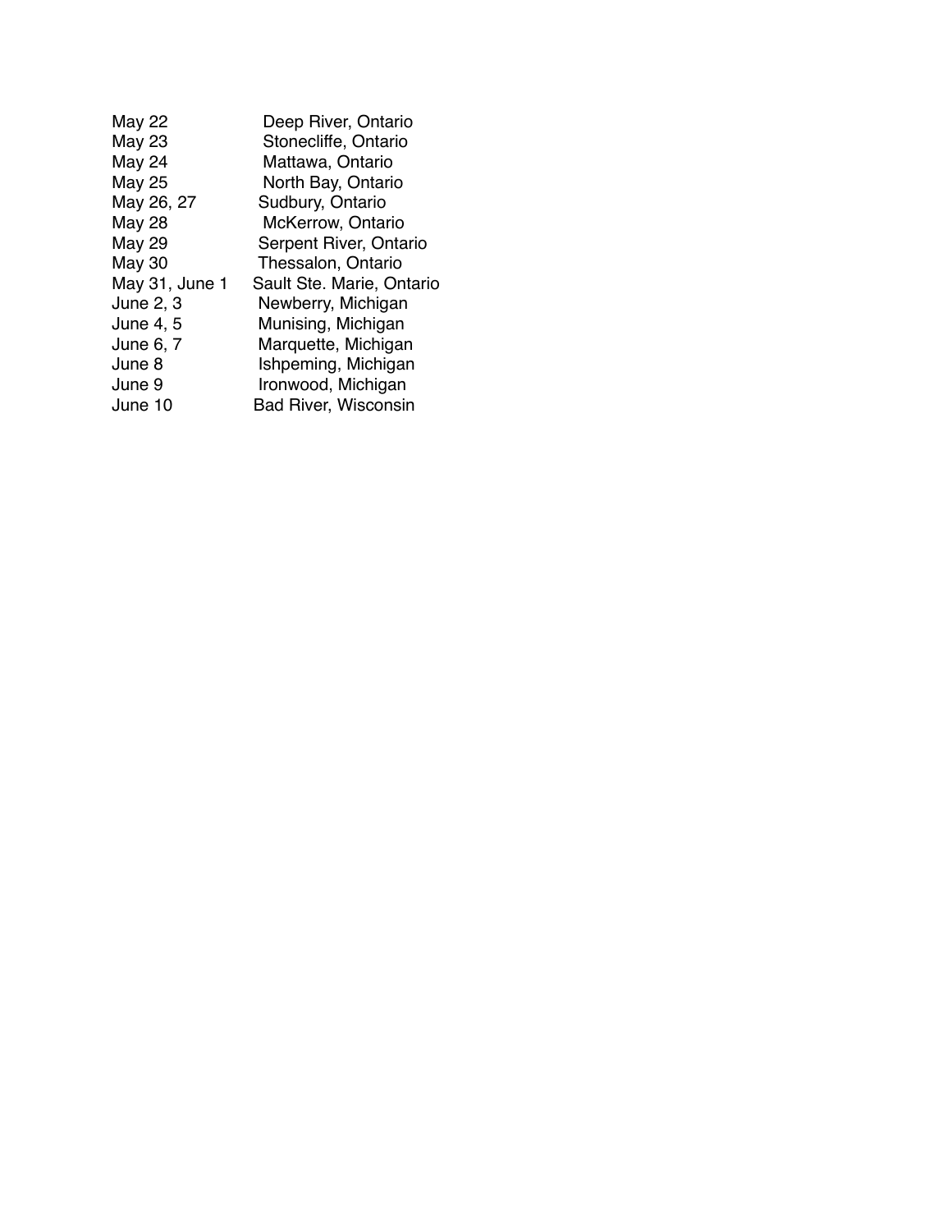| | |
|---|---|
| May 22 | Deep River, Ontario |
| May 23 | Stonecliffe, Ontario |
| May 24 | Mattawa, Ontario |
| May 25 | North Bay, Ontario |
| May 26, 27 | Sudbury, Ontario |
| May 28 | McKerrow, Ontario |
| May 29 | Serpent River, Ontario |
| May 30 | Thessalon, Ontario |
| May 31, June 1 | Sault Ste. Marie, Ontario |
| June 2, 3 | Newberry, Michigan |
| June 4, 5 | Munising, Michigan |
| June 6, 7 | Marquette, Michigan |
| June 8 | Ishpeming, Michigan |
| June 9 | Ironwood, Michigan |
| June 10 | Bad River, Wisconsin |